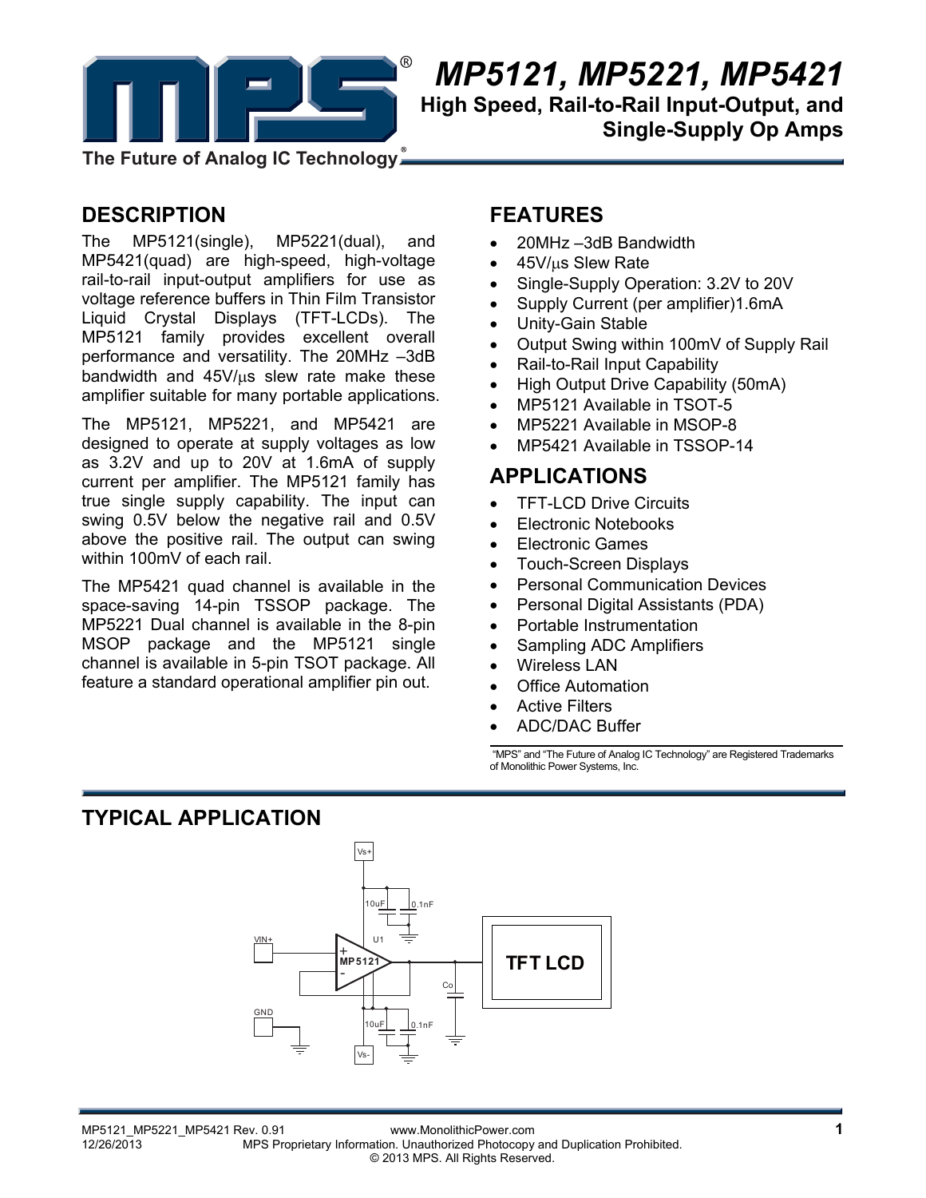# MP5121, MP5221, MP5421

## High Speed, Rail-to-Rail Input-Output, and Single-Supply Op Amps

The Future of Analog IC Technology®

## DESCRIPTION

The MP5121(single), MP5221(dual), and MP5421(quad) are high-speed, high-voltage rail-to-rail input-output amplifiers for use as voltage reference buffers in Thin Film Transistor Liquid Crystal Displays (TFT-LCDs). The MP5121 family provides excellent overall performance and versatility. The 20MHz –3dB bandwidth and 45V/μs slew rate make these amplifier suitable for many portable applications.

The MP5121, MP5221, and MP5421 are designed to operate at supply voltages as low as 3.2V and up to 20V at 1.6mA of supply current per amplifier. The MP5121 family has true single supply capability. The input can swing 0.5V below the negative rail and 0.5V above the positive rail. The output can swing within 100mV of each rail.

The MP5421 quad channel is available in the space-saving 14-pin TSSOP package. The MP5221 Dual channel is available in the 8-pin MSOP package and the MP5121 single channel is available in 5-pin TSOT package. All feature a standard operational amplifier pin out.

## FEATURES

- 20MHz –3dB Bandwidth
- 45V/μs Slew Rate
- Single-Supply Operation: 3.2V to 20V
- Supply Current (per amplifier)1.6mA
- Unity-Gain Stable
- Output Swing within 100mV of Supply Rail
- Rail-to-Rail Input Capability
- High Output Drive Capability (50mA)
- MP5121 Available in TSOT-5
- MP5221 Available in MSOP-8
- MP5421 Available in TSSOP-14

## APPLICATIONS

- TFT-LCD Drive Circuits
- Electronic Notebooks
- Electronic Games
- Touch-Screen Displays
- Personal Communication Devices
- Personal Digital Assistants (PDA)
- Portable Instrumentation
- Sampling ADC Amplifiers
- Wireless LAN
- Office Automation
- Active Filters
- ADC/DAC Buffer

"MPS" and "The Future of Analog IC Technology" are Registered Trademarks of Monolithic Power Systems, Inc.

## TYPICAL APPLICATION

Vs+ 10uF 0.1nF U1 VIN+ + MP5121 - Co TFT LCD GND 10uF 0.1nF Vs-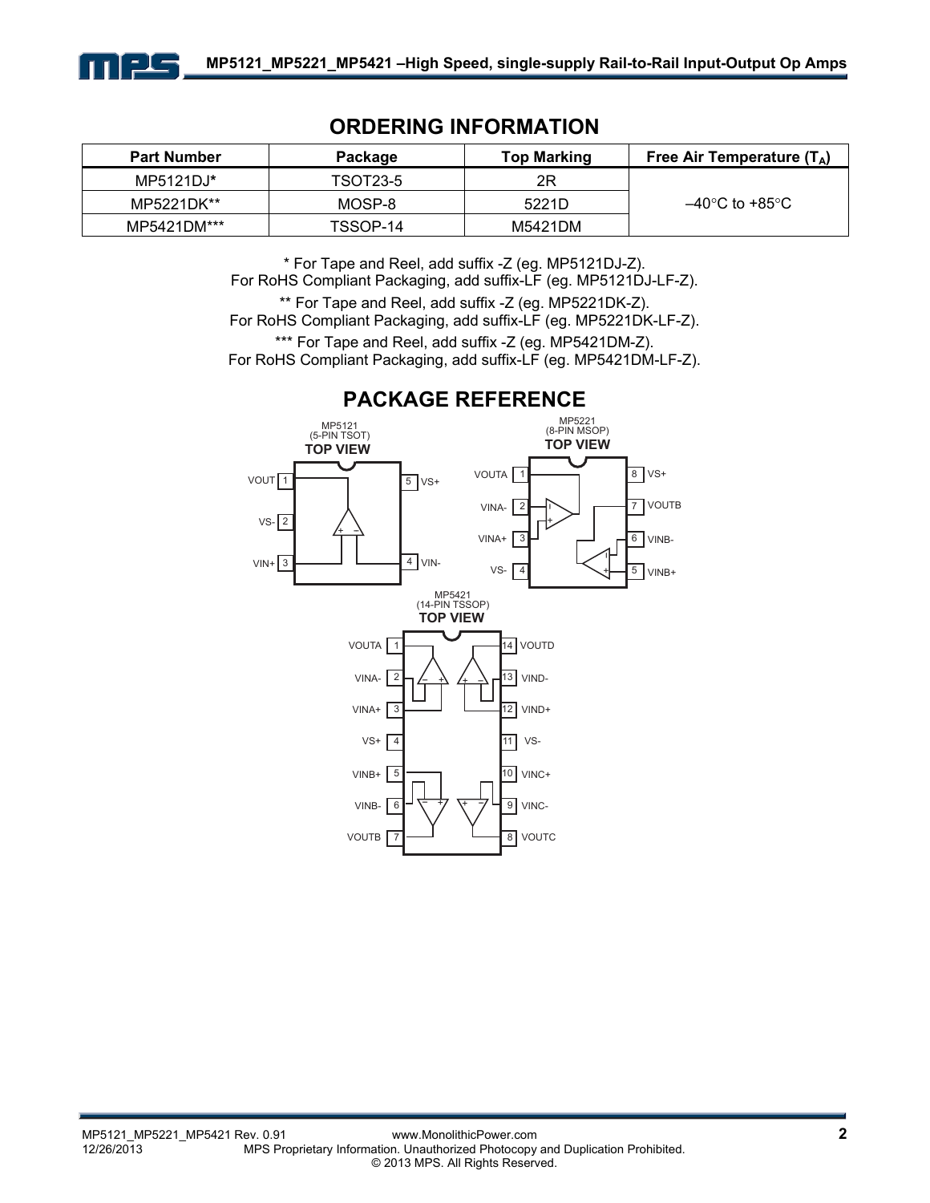## ORDERING INFORMATION

| Part Number | Package | Top Marking | Free Air Temperature ($T_A$) |
|---|---|---|---|
| MP5121DJ* | TSOT23-5 | 2R | –40°C to +85°C |
| MP5221DK** | MOSP-8 | 5221D | |
| MP5421DM*** | TSSOP-14 | M5421DM | |

\* For Tape and Reel, add suffix -Z (eg. MP5121DJ-Z).
For RoHS Compliant Packaging, add suffix-LF (eg. MP5121DJ-LF-Z).

\*\* For Tape and Reel, add suffix -Z (eg. MP5221DK-Z).
For RoHS Compliant Packaging, add suffix-LF (eg. MP5221DK-LF-Z).

\*\*\* For Tape and Reel, add suffix -Z (eg. MP5421DM-Z).
For RoHS Compliant Packaging, add suffix-LF (eg. MP5421DM-LF-Z).

## PACKAGE REFERENCE

MP5121
(5-PIN TSOT)
**TOP VIEW**

VOUT 1, VS- 2, VIN+ 3, VIN- 4, VS+ 5

MP5221
(8-PIN MSOP)
**TOP VIEW**

VOUTA 1, VINA- 2, VINA+ 3, VS- 4, VINB+ 5, VINB- 6, VOUTB 7, VS+ 8

MP5421
(14-PIN TSSOP)
**TOP VIEW**

VOUTA 1, VINA- 2, VINA+ 3, VS+ 4, VINB+ 5, VINB- 6, VOUTB 7, VOUTC 8, VINC- 9, VINC+ 10, VS- 11, VIND+ 12, VIND- 13, VOUTD 14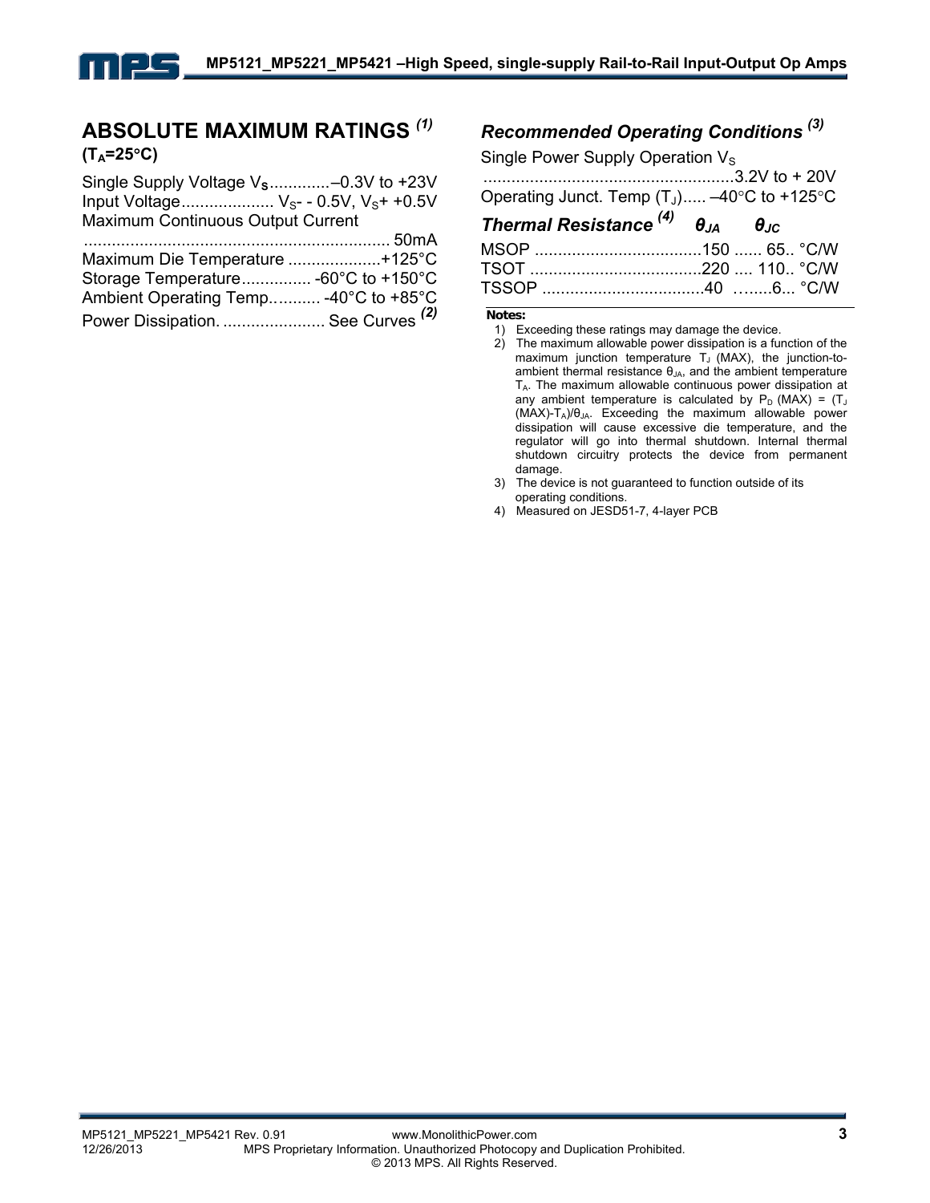## ABSOLUTE MAXIMUM RATINGS [(1)]

**($T_A$=25°C)**

Single Supply Voltage $V_S$.............–0.3V to +23V
Input Voltage.................... $V_S$- - 0.5V, $V_S$+ +0.5V
Maximum Continuous Output Current
.................................................................. 50mA
Maximum Die Temperature ....................+125°C
Storage Temperature............... -60°C to +150°C
Ambient Operating Temp........... -40°C to +85°C
Power Dissipation. ...................... See Curves [(2)]

### *Recommended Operating Conditions* [(3)]

Single Power Supply Operation $V_S$
.......................................................3.2V to + 20V
Operating Junct. Temp ($T_J$)..... –40°C to +125°C

### *Thermal Resistance* [(4)]

| Package | $\theta_{JA}$ | $\theta_{JC}$ | |
|---|---|---|---|
| MSOP | 150 | 65 | °C/W |
| TSOT | 220 | 110 | °C/W |
| TSSOP | 40 | 6 | °C/W |

**Notes:**

1) Exceeding these ratings may damage the device.
2) The maximum allowable power dissipation is a function of the maximum junction temperature $T_J$ (MAX), the junction-to-ambient thermal resistance $\theta_{JA}$, and the ambient temperature $T_A$. The maximum allowable continuous power dissipation at any ambient temperature is calculated by $P_D$ (MAX) = ($T_J$ (MAX)-$T_A$)/$\theta_{JA}$. Exceeding the maximum allowable power dissipation will cause excessive die temperature, and the regulator will go into thermal shutdown. Internal thermal shutdown circuitry protects the device from permanent damage.
3) The device is not guaranteed to function outside of its operating conditions.
4) Measured on JESD51-7, 4-layer PCB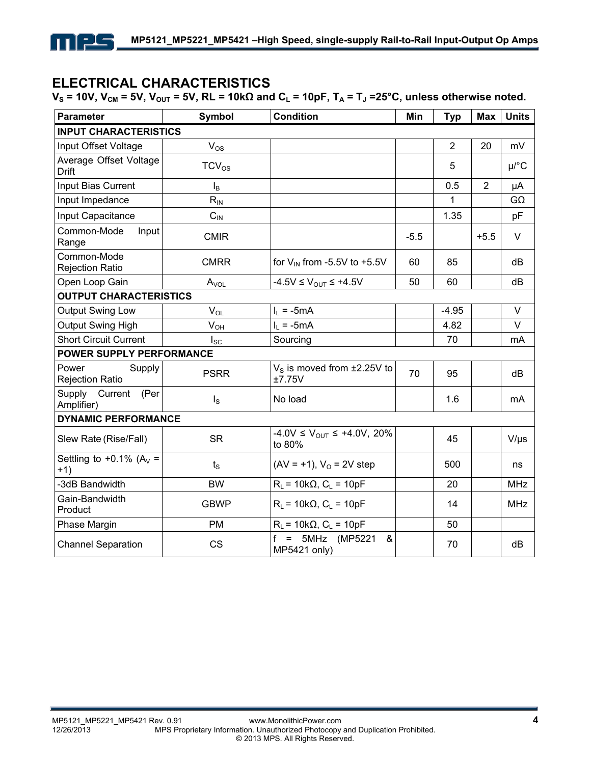## ELECTRICAL CHARACTERISTICS

**$V_S$ = 10V, $V_{CM}$ = 5V, $V_{OUT}$ = 5V, RL = 10kΩ and $C_L$ = 10pF, $T_A$ = $T_J$ =25°C, unless otherwise noted.**

| Parameter | Symbol | Condition | Min | Typ | Max | Units |
|---|---|---|---|---|---|---|
| **INPUT CHARACTERISTICS** | | | | | | |
| Input Offset Voltage | $V_{OS}$ | | | 2 | 20 | mV |
| Average Offset Voltage Drift | $TCV_{OS}$ | | | 5 | | µ/°C |
| Input Bias Current | $I_B$ | | | 0.5 | 2 | µA |
| Input Impedance | $R_{IN}$ | | | 1 | | GΩ |
| Input Capacitance | $C_{IN}$ | | | 1.35 | | pF |
| Common-Mode Input Range | CMIR | | -5.5 | | +5.5 | V |
| Common-Mode Rejection Ratio | CMRR | for $V_{IN}$ from -5.5V to +5.5V | 60 | 85 | | dB |
| Open Loop Gain | $A_{VOL}$ | -4.5V ≤ $V_{OUT}$ ≤ +4.5V | 50 | 60 | | dB |
| **OUTPUT CHARACTERISTICS** | | | | | | |
| Output Swing Low | $V_{OL}$ | $I_L$ = -5mA | | -4.95 | | V |
| Output Swing High | $V_{OH}$ | $I_L$ = -5mA | | 4.82 | | V |
| Short Circuit Current | $I_{SC}$ | Sourcing | | 70 | | mA |
| **POWER SUPPLY PERFORMANCE** | | | | | | |
| Power Supply Rejection Ratio | PSRR | $V_S$ is moved from ±2.25V to ±7.75V | 70 | 95 | | dB |
| Supply Current (Per Amplifier) | $I_S$ | No load | | 1.6 | | mA |
| **DYNAMIC PERFORMANCE** | | | | | | |
| Slew Rate (Rise/Fall) | SR | -4.0V ≤ $V_{OUT}$ ≤ +4.0V, 20% to 80% | | 45 | | V/µs |
| Settling to +0.1% ($A_V$ = +1) | $t_S$ | (AV = +1), $V_O$ = 2V step | | 500 | | ns |
| -3dB Bandwidth | BW | $R_L$ = 10kΩ, $C_L$ = 10pF | | 20 | | MHz |
| Gain-Bandwidth Product | GBWP | $R_L$ = 10kΩ, $C_L$ = 10pF | | 14 | | MHz |
| Phase Margin | PM | $R_L$ = 10kΩ, $C_L$ = 10pF | | 50 | | |
| Channel Separation | CS | f = 5MHz (MP5221 & MP5421 only) | | 70 | | dB |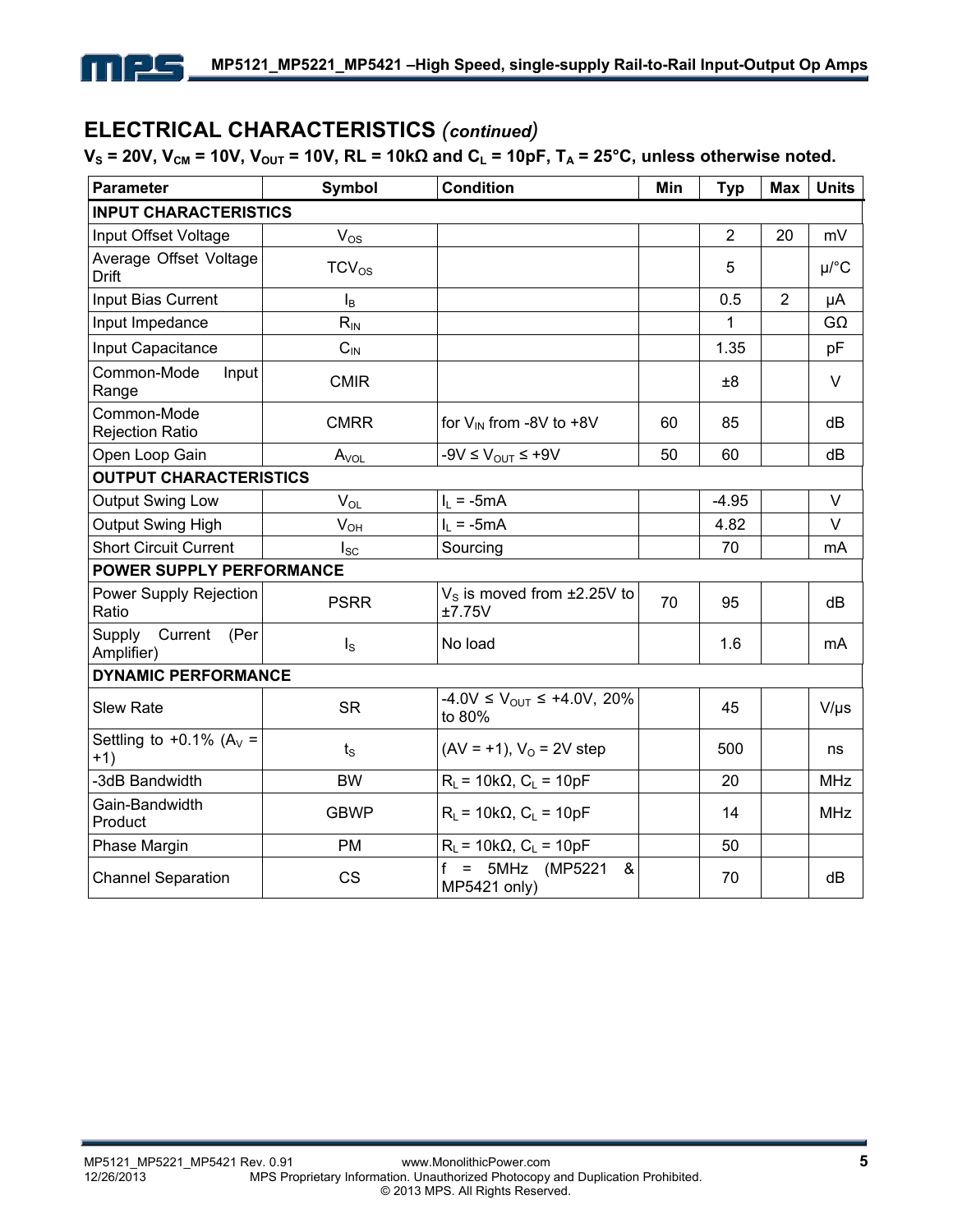## ELECTRICAL CHARACTERISTICS *(continued)*

**$V_S$ = 20V, $V_{CM}$ = 10V, $V_{OUT}$ = 10V, RL = 10kΩ and $C_L$ = 10pF, $T_A$ = 25°C, unless otherwise noted.**

| Parameter | Symbol | Condition | Min | Typ | Max | Units |
|---|---|---|---|---|---|---|
| **INPUT CHARACTERISTICS** | | | | | | |
| Input Offset Voltage | $V_{OS}$ | | | 2 | 20 | mV |
| Average Offset Voltage Drift | $TCV_{OS}$ | | | 5 | | µ/°C |
| Input Bias Current | $I_B$ | | | 0.5 | 2 | µA |
| Input Impedance | $R_{IN}$ | | | 1 | | GΩ |
| Input Capacitance | $C_{IN}$ | | | 1.35 | | pF |
| Common-Mode Input Range | CMIR | | | ±8 | | V |
| Common-Mode Rejection Ratio | CMRR | for $V_{IN}$ from -8V to +8V | 60 | 85 | | dB |
| Open Loop Gain | $A_{VOL}$ | -9V ≤ $V_{OUT}$ ≤ +9V | 50 | 60 | | dB |
| **OUTPUT CHARACTERISTICS** | | | | | | |
| Output Swing Low | $V_{OL}$ | $I_L$ = -5mA | | -4.95 | | V |
| Output Swing High | $V_{OH}$ | $I_L$ = -5mA | | 4.82 | | V |
| Short Circuit Current | $I_{SC}$ | Sourcing | | 70 | | mA |
| **POWER SUPPLY PERFORMANCE** | | | | | | |
| Power Supply Rejection Ratio | PSRR | $V_S$ is moved from ±2.25V to ±7.75V | 70 | 95 | | dB |
| Supply Current (Per Amplifier) | $I_S$ | No load | | 1.6 | | mA |
| **DYNAMIC PERFORMANCE** | | | | | | |
| Slew Rate | SR | -4.0V ≤ $V_{OUT}$ ≤ +4.0V, 20% to 80% | | 45 | | V/µs |
| Settling to +0.1% ($A_V$ = +1) | $t_S$ | (AV = +1), $V_O$ = 2V step | | 500 | | ns |
| -3dB Bandwidth | BW | $R_L$ = 10kΩ, $C_L$ = 10pF | | 20 | | MHz |
| Gain-Bandwidth Product | GBWP | $R_L$ = 10kΩ, $C_L$ = 10pF | | 14 | | MHz |
| Phase Margin | PM | $R_L$ = 10kΩ, $C_L$ = 10pF | | 50 | | |
| Channel Separation | CS | f = 5MHz (MP5221 & MP5421 only) | | 70 | | dB |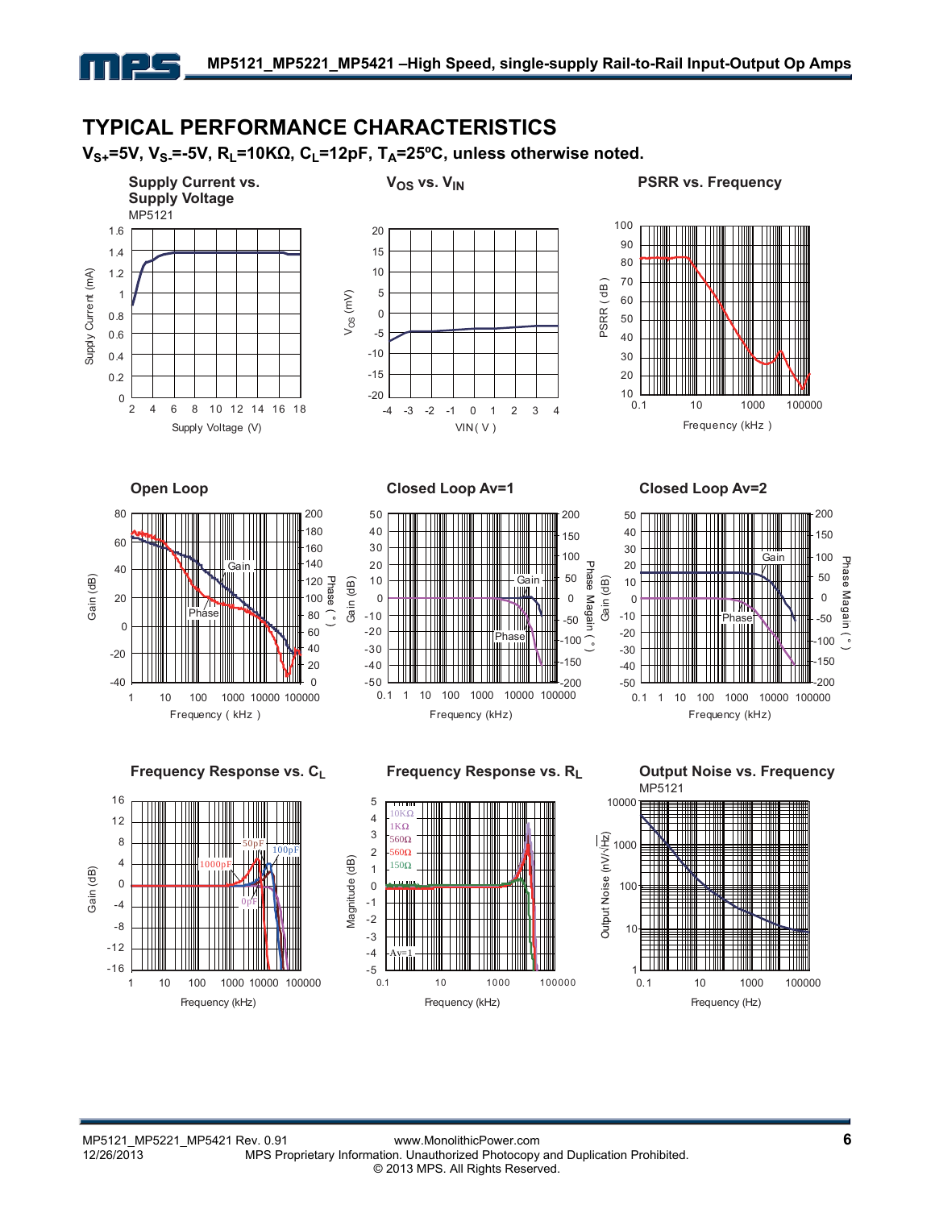## TYPICAL PERFORMANCE CHARACTERISTICS

**$V_{S+}$=5V, $V_{S-}$=-5V, $R_L$=10KΩ, $C_L$=12pF, $T_A$=25ºC, unless noted otherwise.**

**Supply Current vs. Supply Voltage**

MP5121

Supply Current (mA) vs. Supply Voltage (V)

**$V_{OS}$ vs. $V_{IN}$**

$V_{OS}$ (mV) vs. VIN (V)

**PSRR vs. Frequency**

PSRR (dB) vs. Frequency (kHz)

**Open Loop**

Gain (dB), Phase (°) vs. Frequency (kHz)

Gain, Phase

**Closed Loop Av=1**

Gain (dB), Phase Magain (°) vs. Frequency (kHz)

Gain, Phase

**Closed Loop Av=2**

Gain (dB), Phase Magain (°) vs. Frequency (kHz)

Gain, Phase

**Frequency Response vs. $C_L$**

Gain (dB) vs. Frequency (kHz)

1000pF, 50pF, 100pF, 0pF

**Frequency Response vs. $R_L$**

Magnitude (dB) vs. Frequency (kHz)

10KΩ, 1KΩ, 560Ω, 560Ω, 150Ω, Av=1

**Output Noise vs. Frequency**

MP5121

Output Noise (nV/√Hz) vs. Frequency (Hz)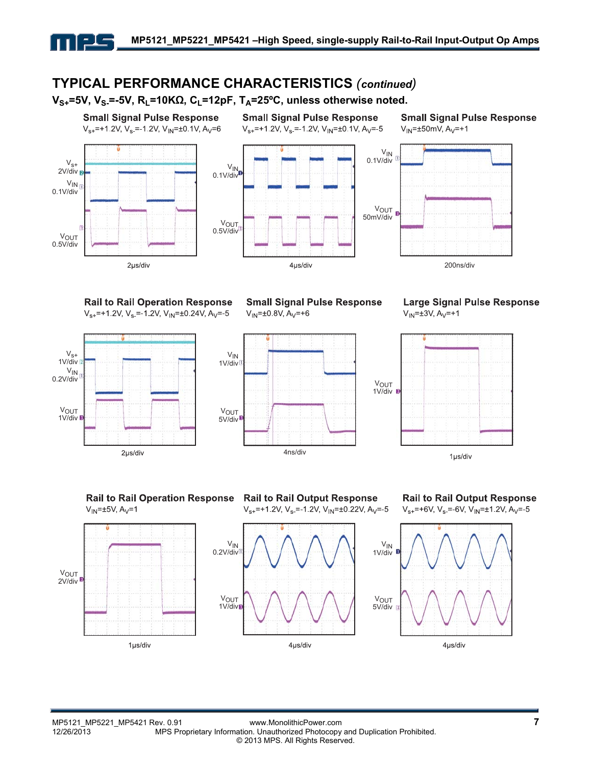## TYPICAL PERFORMANCE CHARACTERISTICS *(continued)*

**$V_{S+}$=5V, $V_{S-}$=-5V, $R_L$=10KΩ, $C_L$=12pF, $T_A$=25ºC, unless otherwise noted.**

**Small Signal Pulse Response**
$V_{s+}$=+1.2V, $V_{s-}$=-1.2V, $V_{IN}$=±0.1V, $A_V$=6

$V_{s+}$ 2V/div, $V_{IN}$ 0.1V/div, $V_{OUT}$ 0.5V/div, 2μs/div

**Small Signal Pulse Response**
$V_{s+}$=+1.2V, $V_{s-}$=-1.2V, $V_{IN}$=±0.1V, $A_V$=-5

$V_{IN}$ 0.1V/div, $V_{OUT}$ 0.5V/div, 4μs/div

**Small Signal Pulse Response**
$V_{IN}$=±50mV, $A_V$=+1

$V_{IN}$ 0.1V/div, $V_{OUT}$ 50mV/div, 200ns/div

**Rail to Rail Operation Response**
$V_{s+}$=+1.2V, $V_{s-}$=-1.2V, $V_{IN}$=±0.24V, $A_V$=-5

$V_{s+}$ 1V/div, $V_{IN}$ 0.2V/div, $V_{OUT}$ 1V/div, 2μs/div

**Small Signal Pulse Response**
$V_{IN}$=±0.8V, $A_V$=+6

$V_{IN}$ 1V/div, $V_{OUT}$ 5V/div, 4ns/div

**Large Signal Pulse Response**
$V_{IN}$=±3V, $A_V$=+1

$V_{OUT}$ 1V/div, 1μs/div

**Rail to Rail Operation Response**
$V_{IN}$=±5V, $A_V$=1

$V_{OUT}$ 2V/div, 1μs/div

**Rail to Rail Output Response**
$V_{s+}$=+1.2V, $V_{s-}$=-1.2V, $V_{IN}$=±0.22V, $A_V$=-5

$V_{IN}$ 0.2V/div, $V_{OUT}$ 1V/div, 4μs/div

**Rail to Rail Output Response**
$V_{s+}$=+6V, $V_{s-}$=-6V, $V_{IN}$=±1.2V, $A_V$=-5

$V_{IN}$ 1V/div, $V_{OUT}$ 5V/div, 4μs/div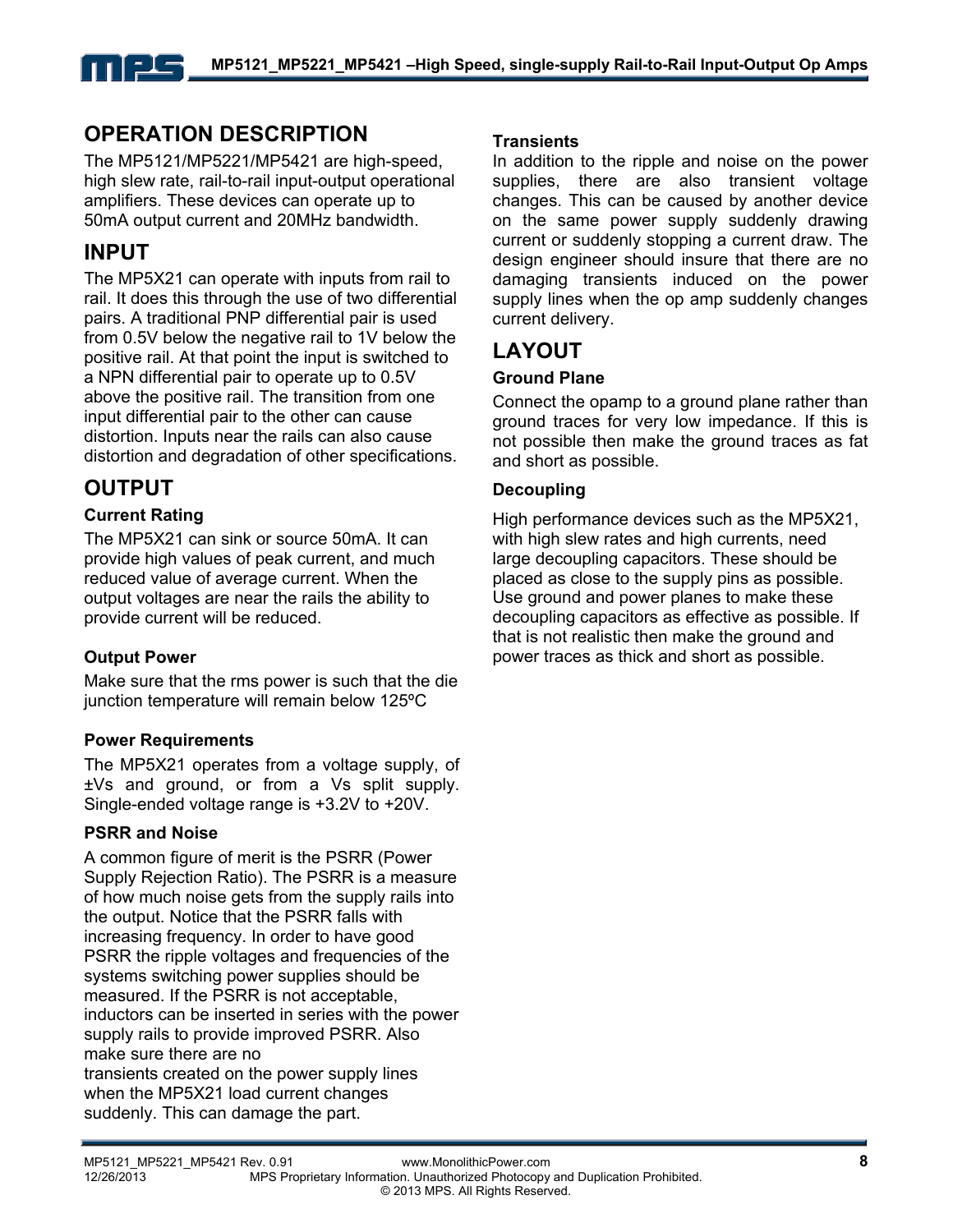## OPERATION DESCRIPTION

The MP5121/MP5221/MP5421 are high-speed, high slew rate, rail-to-rail input-output operational amplifiers. These devices can operate up to 50mA output current and 20MHz bandwidth.

## INPUT

The MP5X21 can operate with inputs from rail to rail. It does this through the use of two differential pairs. A traditional PNP differential pair is used from 0.5V below the negative rail to 1V below the positive rail. At that point the input is switched to a NPN differential pair to operate up to 0.5V above the positive rail. The transition from one input differential pair to the other can cause distortion. Inputs near the rails can also cause distortion and degradation of other specifications.

## OUTPUT

### Current Rating

The MP5X21 can sink or source 50mA. It can provide high values of peak current, and much reduced value of average current. When the output voltages are near the rails the ability to provide current will be reduced.

### Output Power

Make sure that the rms power is such that the die junction temperature will remain below 125ºC

### Power Requirements

The MP5X21 operates from a voltage supply, of ±Vs and ground, or from a Vs split supply. Single-ended voltage range is +3.2V to +20V.

### PSRR and Noise

A common figure of merit is the PSRR (Power Supply Rejection Ratio). The PSRR is a measure of how much noise gets from the supply rails into the output. Notice that the PSRR falls with increasing frequency. In order to have good PSRR the ripple voltages and frequencies of the systems switching power supplies should be measured. If the PSRR is not acceptable, inductors can be inserted in series with the power supply rails to provide improved PSRR. Also make sure there are no transients created on the power supply lines when the MP5X21 load current changes suddenly. This can damage the part.

### Transients

In addition to the ripple and noise on the power supplies, there are also transient voltage changes. This can be caused by another device on the same power supply suddenly drawing current or suddenly stopping a current draw. The design engineer should insure that there are no damaging transients induced on the power supply lines when the op amp suddenly changes current delivery.

## LAYOUT

### Ground Plane

Connect the opamp to a ground plane rather than ground traces for very low impedance. If this is not possible then make the ground traces as fat and short as possible.

### Decoupling

High performance devices such as the MP5X21, with high slew rates and high currents, need large decoupling capacitors. These should be placed as close to the supply pins as possible. Use ground and power planes to make these decoupling capacitors as effective as possible. If that is not realistic then make the ground and power traces as thick and short as possible.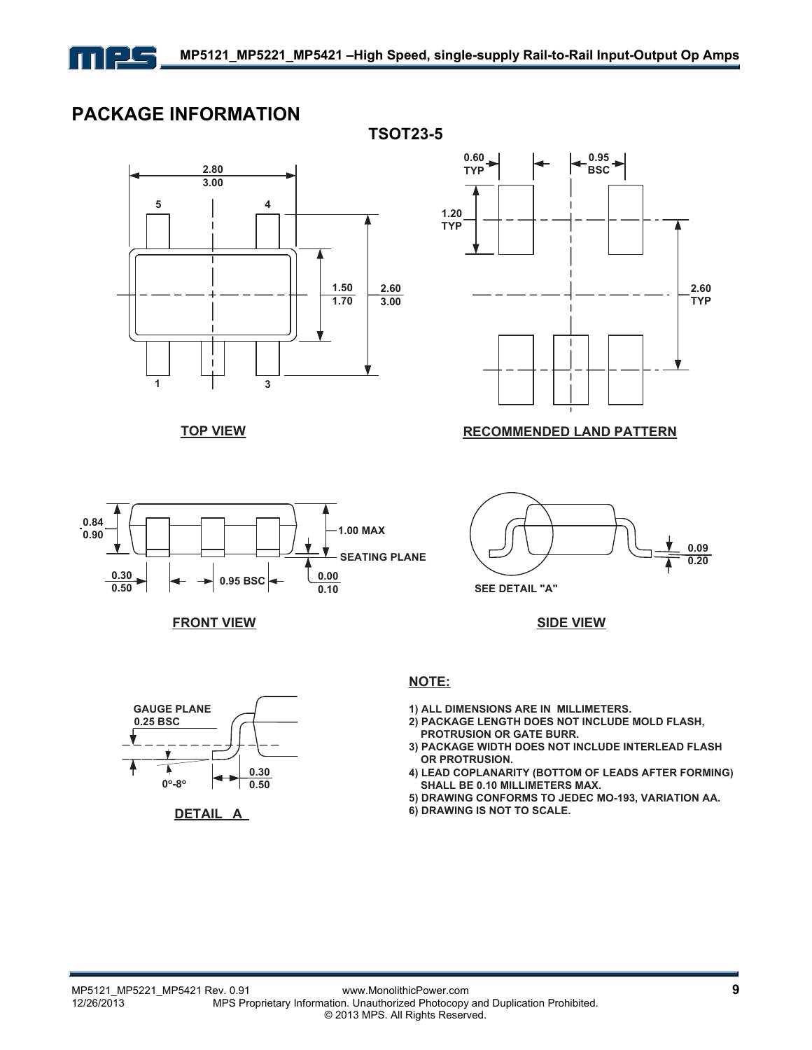## PACKAGE INFORMATION

### TSOT23-5

TOP VIEW

RECOMMENDED LAND PATTERN

FRONT VIEW

SIDE VIEW

DETAIL A

**NOTE:**

1) ALL DIMENSIONS ARE IN MILLIMETERS.
2) PACKAGE LENGTH DOES NOT INCLUDE MOLD FLASH, PROTRUSION OR GATE BURR.
3) PACKAGE WIDTH DOES NOT INCLUDE INTERLEAD FLASH OR PROTRUSION.
4) LEAD COPLANARITY (BOTTOM OF LEADS AFTER FORMING) SHALL BE 0.10 MILLIMETERS MAX.
5) DRAWING CONFORMS TO JEDEC MO-193, VARIATION AA.
6) DRAWING IS NOT TO SCALE.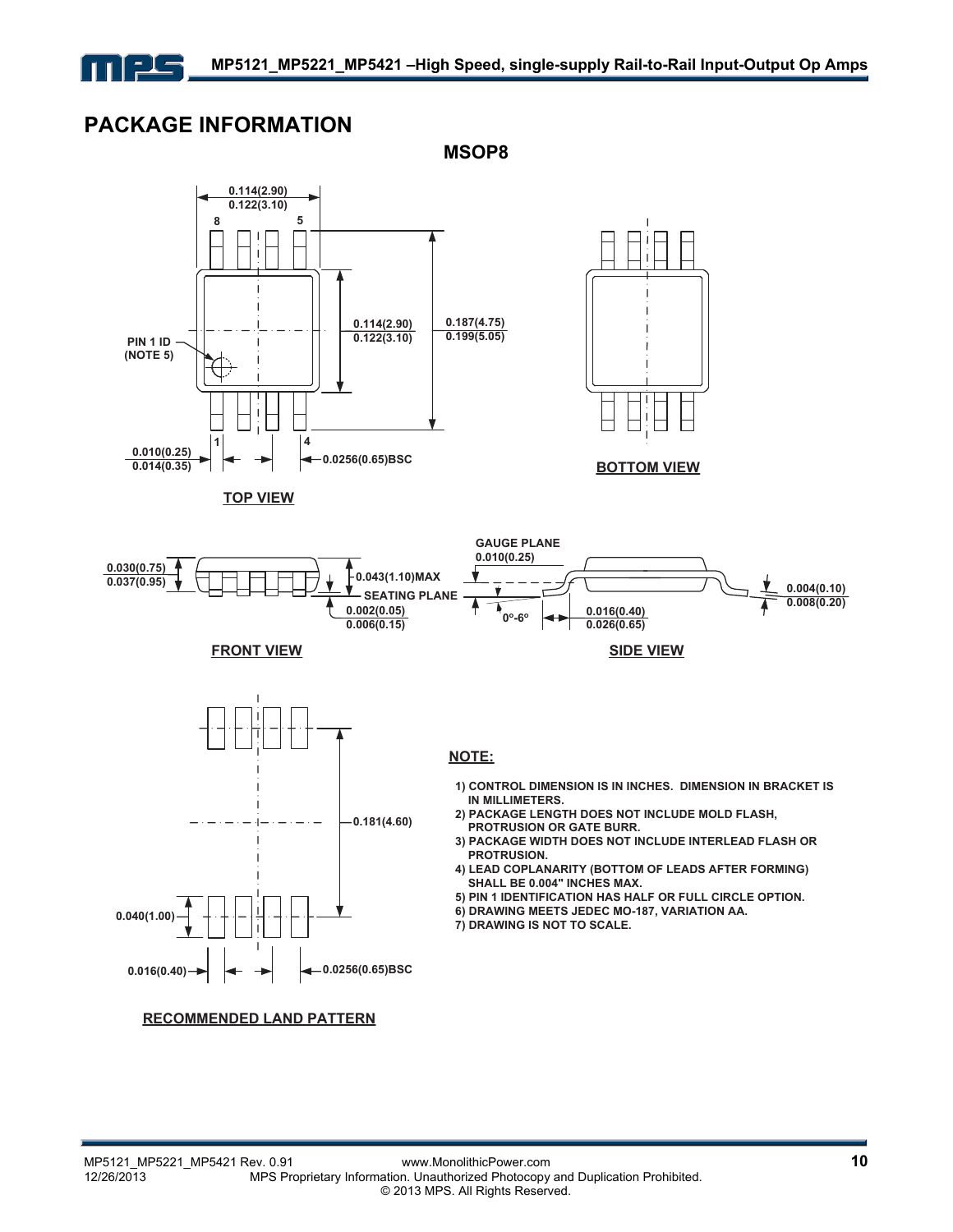# PACKAGE INFORMATION

## MSOP8

0.114(2.90)
0.122(3.10)

8 5

0.114(2.90)
0.122(3.10)

0.187(4.75)
0.199(5.05)

PIN 1 ID
(NOTE 5)

1 4

0.010(0.25)
0.014(0.35)

0.0256(0.65)BSC

**TOP VIEW**

**BOTTOM VIEW**

0.030(0.75)
0.037(0.95)

0.043(1.10)MAX

SEATING PLANE

0.002(0.05)
0.006(0.15)

**FRONT VIEW**

GAUGE PLANE
0.010(0.25)

0°-6°

0.016(0.40)
0.026(0.65)

0.004(0.10)
0.008(0.20)

**SIDE VIEW**

0.181(4.60)

0.040(1.00)

0.016(0.40)

0.0256(0.65)BSC

**RECOMMENDED LAND PATTERN**

**NOTE:**

1) CONTROL DIMENSION IS IN INCHES. DIMENSION IN BRACKET IS IN MILLIMETERS.
2) PACKAGE LENGTH DOES NOT INCLUDE MOLD FLASH, PROTRUSION OR GATE BURR.
3) PACKAGE WIDTH DOES NOT INCLUDE INTERLEAD FLASH OR PROTRUSION.
4) LEAD COPLANARITY (BOTTOM OF LEADS AFTER FORMING) SHALL BE 0.004" INCHES MAX.
5) PIN 1 IDENTIFICATION HAS HALF OR FULL CIRCLE OPTION.
6) DRAWING MEETS JEDEC MO-187, VARIATION AA.
7) DRAWING IS NOT TO SCALE.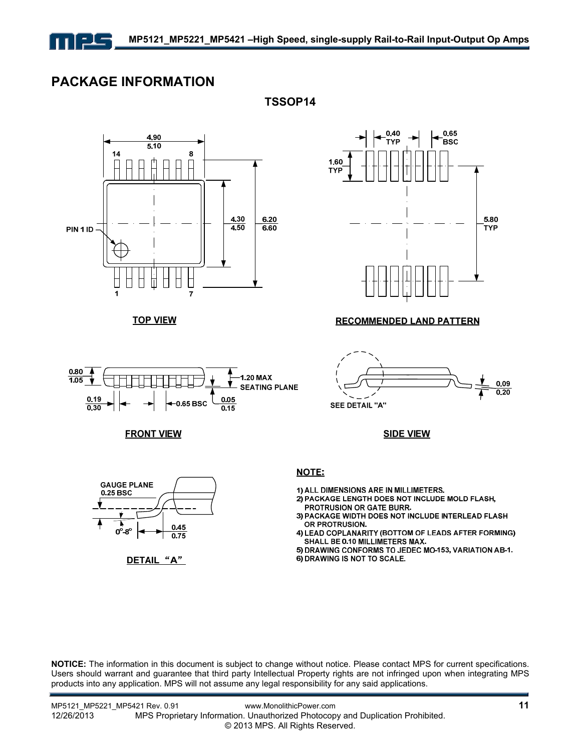## PACKAGE INFORMATION

### TSSOP14

4.90
5.10
14
8
PIN 1 ID
4.30
4.50
6.20
6.60
1
7

TOP VIEW

0.40
TYP
0.65
BSC
1.60
TYP
5.80
TYP

RECOMMENDED LAND PATTERN

0.80
1.05
1.20 MAX
SEATING PLANE
0.19
0.30
0.65 BSC
0.05
0.15

FRONT VIEW

SEE DETAIL "A"
0.09
0.20

SIDE VIEW

GAUGE PLANE
0.25 BSC
0°-8°
0.45
0.75

DETAIL "A"

**NOTE:**

1) ALL DIMENSIONS ARE IN MILLIMETERS.
2) PACKAGE LENGTH DOES NOT INCLUDE MOLD FLASH, PROTRUSION OR GATE BURR.
3) PACKAGE WIDTH DOES NOT INCLUDE INTERLEAD FLASH OR PROTRUSION.
4) LEAD COPLANARITY (BOTTOM OF LEADS AFTER FORMING) SHALL BE 0.10 MILLIMETERS MAX.
5) DRAWING CONFORMS TO JEDEC MO-153, VARIATION AB-1.
6) DRAWING IS NOT TO SCALE.

**NOTICE:** The information in this document is subject to change without notice. Please contact MPS for current specifications. Users should warrant and guarantee that third party Intellectual Property rights are not infringed upon when integrating MPS products into any application. MPS will not assume any legal responsibility for any said applications.